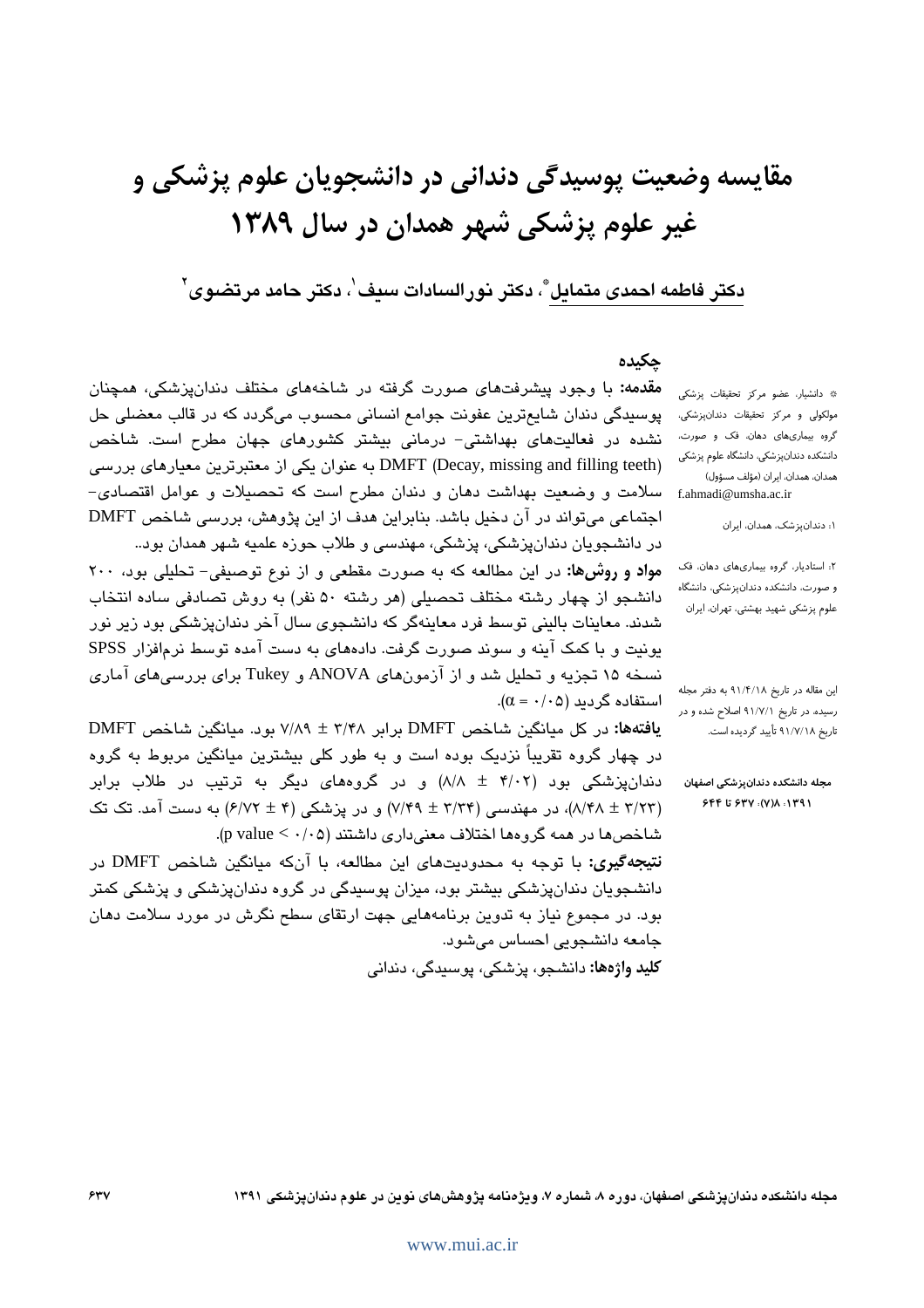# مقایسه وضعیت پوسیدگی دندانی در دانشجویان علوم پزشکی و غیر علوم پزشکی شهر همدان در سال ۱۳۸۹

**دکتر فاطمه احمدی متمایل**[*]**، دکتر نورالسادات سیف**[۱]**، دکتر حامد مرتضوی**[۲]

## چکیده

**مقدمه:** با وجود پیشرفت‌های صورت گرفته در شاخه‌های مختلف دندان‌پزشکی، همچنان پوسیدگی دندان شایع‌ترین عفونت جوامع انسانی محسوب می‌گردد که در قالب معضلی حل نشده در فعالیت‌های بهداشتی- درمانی بیشتر کشورهای جهان مطرح است. شاخص DMFT (Decay, missing and filling teeth) به عنوان یکی از معتبرترین معیارهای بررسی سلامت و وضعیت بهداشت دهان و دندان مطرح است که تحصیلات و عوامل اقتصادی- اجتماعی می‌تواند در آن دخیل باشد. بنابراین هدف از این پژوهش، بررسی شاخص DMFT در دانشجویان دندان‌پزشکی، پزشکی، مهندسی و طلاب حوزه علمیه شهر همدان بود..

**مواد و روش‌ها:** در این مطالعه که به صورت مقطعی و از نوع توصیفی- تحلیلی بود، ۲۰۰ دانشجو از چهار رشته مختلف تحصیلی (هر رشته ۵۰ نفر) به روش تصادفی ساده انتخاب شدند. معاینات بالینی توسط فرد معاینه‌گر که دانشجوی سال آخر دندان‌پزشکی بود زیر نور یونیت و با کمک آینه و سوند صورت گرفت. داده‌های به دست آمده توسط نرم‌افزار SPSS نسخه ۱۵ تجزیه و تحلیل شد و از آزمون‌های ANOVA و Tukey برای بررسی‌های آماری استفاده گردید ($\alpha = ۰/۰۵$).

**یافته‌ها:** در کل میانگین شاخص DMFT برابر ۳/۴۸ ± ۷/۸۹ بود. میانگین شاخص DMFT در چهار گروه تقریباً نزدیک بوده است و به طور کلی بیشترین میانگین مربوط به گروه دندان‌پزشکی بود (۴/۰۲ ± ۸/۸) و در گروه‌های دیگر به ترتیب در طلاب برابر (۳/۲۳ ± ۸/۴۸)، در مهندسی (۳/۳۴ ± ۷/۴۹) و در پزشکی (۴ ± ۶/۷۲) به دست آمد. تک تک شاخص‌ها در همه گروه‌ها اختلاف معنی‌داری داشتند (p value < ۰/۰۵).

**نتیجه‌گیری:** با توجه به محدودیت‌های این مطالعه، با آن‌که میانگین شاخص DMFT در دانشجویان دندان‌پزشکی بیشتر بود، میزان پوسیدگی در گروه دندان‌پزشکی و پزشکی کمتر بود. در مجموع نیاز به تدوین برنامه‌هایی جهت ارتقای سطح نگرش در مورد سلامت دهان جامعه دانشجویی احساس می‌شود.

**کلید واژه‌ها:** دانشجو، پزشکی، پوسیدگی، دندانی

---

[*] دانشیار، عضو مرکز تحقیقات پزشکی مولکولی و مرکز تحقیقات دندان‌پزشکی، گروه بیماری‌های دهان، فک و صورت، دانشکده دندان‌پزشکی، دانشگاه علوم پزشکی همدان، همدان، ایران (مؤلف مسؤول) f.ahmadi@umsha.ac.ir

[۱]: دندان‌پزشک، همدان، ایران

[۲]: استادیار، گروه بیماری‌های دهان، فک و صورت، دانشکده دندان‌پزشکی، دانشگاه علوم پزشکی شهید بهشتی، تهران، ایران

این مقاله در تاریخ ۹۱/۴/۱۸ به دفتر مجله رسیده، در تاریخ ۹۱/۷/۱ اصلاح شده و در تاریخ ۹۱/۷/۱۸ تأیید گردیده است.

**مجله دانشکده دندان‌پزشکی اصفهان ۱۳۹۱؛ ۸(۷): ۶۳۷ تا ۶۴۴**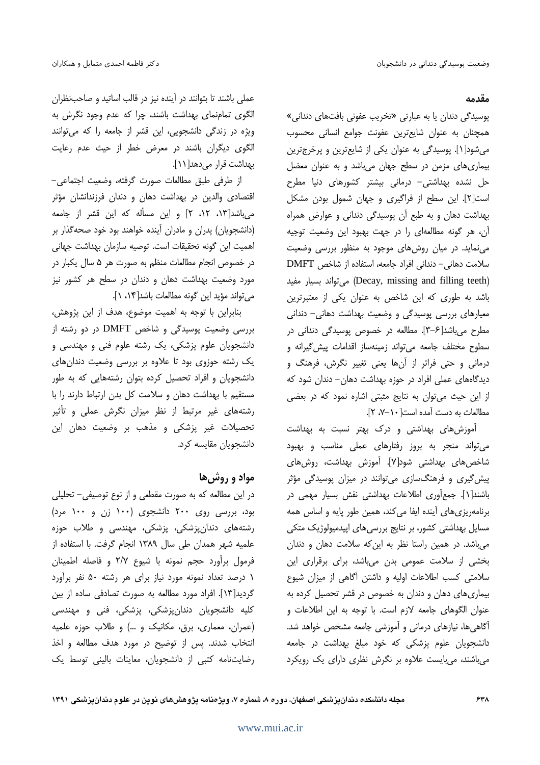## مقدمه

پوسیدگی دندان یا به عبارتی «تخریب عفونی بافت‌های دندانی» همچنان به عنوان شایع‌ترین عفونت جوامع انسانی محسوب می‌شود[۱]. پوسیدگی به عنوان یکی از شایع‌ترین و پرخرج‌ترین بیماری‌های مزمن در سطح جهان می‌باشد و به عنوان معضل حل نشده بهداشتی- درمانی بیشتر کشورهای دنیا مطرح است[۲]. این سطح از فراگیری و جهان شمول بودن مشکل بهداشت دهان و به طبع آن پوسیدگی دندانی و عوارض همراه آن، هر گونه مطالعه‌ای را در جهت بهبود این وضعیت توجیه می‌نماید. در میان روش‌های موجود به منظور بررسی وضعیت سلامت دهانی- دندانی افراد جامعه، استفاده از شاخص DMFT (Decay, missing and filling teeth) می‌تواند بسیار مفید باشد به طوری که این شاخص به عنوان یکی از معتبرترین معیارهای بررسی پوسیدگی و وضعیت بهداشت دهانی- دندانی مطرح می‌باشد[۶-۳]. مطالعه در خصوص پوسیدگی دندانی در سطوح مختلف جامعه می‌تواند زمینه‌ساز اقدامات پیش‌گیرانه و درمانی و حتی فراتر از آن‌ها یعنی تغییر نگرش، فرهنگ و دیدگاه‌های عملی افراد در حوزه بهداشت دهان- دندان شود که از این حیث می‌توان به نتایج مثبتی اشاره نمود که در بعضی مطالعات به دست آمده است[۱۰-۷، ۲].

آموزش‌های بهداشتی و درک بهتر نسبت به بهداشت می‌تواند منجر به بروز رفتارهای عملی مناسب و بهبود شاخص‌های بهداشتی شود[۷]. آموزش بهداشت، روش‌های پیش‌گیری و فرهنگ‌سازی می‌توانند در میزان پوسیدگی مؤثر باشند[۱]. جمع‌آوری اطلاعات بهداشتی نقش بسیار مهمی در برنامه‌ریزی‌های آینده ایفا می‌کند، همین طور پایه و اساس همه مسایل بهداشتی کشور، بر نتایج بررسی‌های اپیدمیولوژیک متکی می‌باشد. در همین راستا نظر به این‌که سلامت دهان و دندان بخشی از سلامت عمومی بدن می‌باشد، برای برقراری این سلامتی کسب اطلاعات اولیه و داشتن آگاهی از میزان شیوع بیماری‌های دهان و دندان به خصوص در قشر تحصیل کرده به عنوان الگوهای جامعه لازم است. با توجه به این اطلاعات و آگاهی‌ها، نیازهای درمانی و آموزشی جامعه مشخص خواهد شد. دانشجویان علوم پزشکی که خود مبلغ بهداشت در جامعه می‌باشند، می‌بایست علاوه بر نگرش نظری دارای یک رویکرد عملی باشند تا بتوانند در آینده نیز در قالب اساتید و صاحب‌نظران الگوی تمام‌نمای بهداشت باشند، چرا که عدم وجود نگرش به ویژه در زندگی دانشجویی، این قشر از جامعه را که می‌توانند الگوی دیگران باشند در معرض خطر از حیث عدم رعایت بهداشت قرار می‌دهد[۱۱].

از طرفی طبق مطالعات صورت گرفته، وضعیت اجتماعی- اقتصادی والدین در بهداشت دهان و دندان فرزندانشان مؤثر می‌باشد[۱۳، ۱۲، ۲] و این مسأله که این قشر از جامعه (دانشجویان) پدران و مادران آینده خواهند بود خود صحه‌گذار بر اهمیت این گونه تحقیقات است. توصیه سازمان بهداشت جهانی در خصوص انجام مطالعات منظم به صورت هر ۵ سال یکبار در مورد وضعیت بهداشت دهان و دندان در سطح هر کشور نیز می‌تواند مؤید این گونه مطالعات باشد[۱۴، ۱].

بنابراین با توجه به اهمیت موضوع، هدف از این پژوهش، بررسی وضعیت پوسیدگی و شاخص DMFT در دو رشته از دانشجویان علوم پزشکی، یک رشته علوم فنی و مهندسی و یک رشته حوزوی بود تا علاوه بر بررسی وضعیت دندان‌های دانشجویان و افراد تحصیل کرده بتوان رشته‌هایی که به طور مستقیم با بهداشت دهان و سلامت کل بدن ارتباط دارند را با رشته‌های غیر مرتبط از نظر میزان نگرش عملی و تأثیر تحصیلات غیر پزشکی و مذهب بر وضعیت دهان این دانشجویان مقایسه کرد.

## مواد و روش‌ها

در این مطالعه که به صورت مقطعی و از نوع توصیفی- تحلیلی بود، بررسی روی ۲۰۰ دانشجوی (۱۰۰ زن و ۱۰۰ مرد) رشته‌های دندان‌پزشکی، پزشکی، مهندسی و طلاب حوزه علمیه شهر همدان طی سال ۱۳۸۹ انجام گرفت. با استفاده از فرمول برآورد حجم نمونه با شیوع ۲/۷ و فاصله اطمینان ۱ درصد تعداد نمونه مورد نیاز برای هر رشته ۵۰ نفر برآورد گردید[۱۳]. افراد مورد مطالعه به صورت تصادفی ساده از بین کلیه دانشجویان دندان‌پزشکی، پزشکی، فنی و مهندسی (عمران، معماری، برق، مکانیک و ...) و طلاب حوزه علمیه انتخاب شدند. پس از توضیح در مورد هدف مطالعه و اخذ رضایت‌نامه کتبی از دانشجویان، معاینات بالینی توسط یک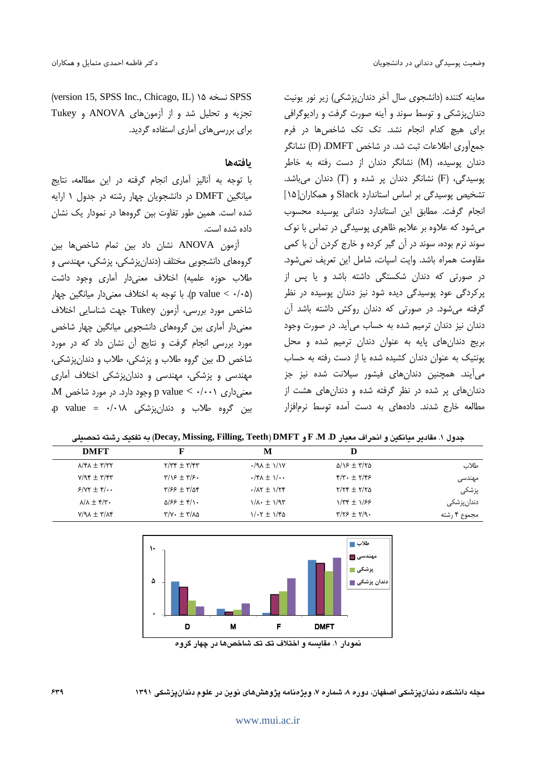معاینه کننده (دانشجوی سال آخر دندان‌پزشکی) زیر نور یونیت دندان‌پزشکی و توسط سوند و آینه صورت گرفت و رادیوگرافی برای هیچ کدام انجام نشد. تک تک شاخص‌ها در فرم جمع‌آوری اطلاعات ثبت شد. در شاخص DMFT، (D) نشانگر دندان پوسیده، (M) نشانگر دندان از دست رفته به خاطر پوسیدگی، (F) نشانگر دندان پر شده و (T) دندان می‌باشد. تشخیص پوسیدگی بر اساس استاندارد Slack و همکاران[۱۵] انجام گرفت. مطابق این استاندارد دندانی پوسیده محسوب می‌شود که علاوه بر علایم ظاهری پوسیدگی در تماس با نوک سوند نرم بوده، سوند در آن گیر کرده و خارج کردن آن با کمی مقاومت همراه باشد. وایت اسپات، شامل این تعریف نمی‌شود. در صورتی که دندان شکستگی داشته باشد و یا پس از پرکردگی عود پوسیدگی دیده شود دندان پوسیده در نظر گرفته می‌شود. در صورتی که دندان روکش داشته باشد آن دندان نیز دندان ترمیم شده به حساب می‌آید. در صورت وجود بریج دندان‌های پایه به عنوان دندان ترمیم شده و محل پونتیک به عنوان دندان کشیده شده یا از دست رفته به حساب می‌آیند. همچنین دندان‌های فیشور سیلانت شده نیز جز دندان‌های پر شده در نظر گرفته شده و دندان‌های هشت از مطالعه خارج شدند. داده‌های به دست آمده توسط نرم‌افزار SPSS نسخه ۱۵ (version 15, SPSS Inc., Chicago, IL) تجزیه و تحلیل شد و از آزمون‌های ANOVA و Tukey برای بررسی‌های آماری استفاده گردید.

## یافته‌ها

با توجه به آنالیز آماری انجام گرفته در این مطالعه، نتایج میانگین DMFT در دانشجویان چهار رشته در جدول ۱ ارایه شده است. همین طور تفاوت بین گروه‌ها در نمودار یک نشان داده شده است.

آزمون ANOVA نشان داد بین تمام شاخص‌ها بین گروه‌های دانشجویی مختلف (دندان‌پزشکی، پزشکی، مهندسی و طلاب حوزه علمیه) اختلاف معنی‌دار آماری وجود داشت (p value < ۰/۰۵). با توجه به اختلاف معنی‌دار میانگین چهار شاخص مورد بررسی، آزمون Tukey جهت شناسایی اختلاف معنی‌دار آماری بین گروه‌های دانشجویی میانگین چهار شاخص مورد بررسی انجام گرفت و نتایج آن نشان داد که در مورد شاخص D، بین گروه طلاب و پزشکی، طلاب و دندان‌پزشکی، مهندسی و پزشکی، مهندسی و دندان‌پزشکی اختلاف آماری معنی‌داری p value < ۰/۰۰۱ وجود دارد. در مورد شاخص M، بین گروه طلاب و دندان‌پزشکی p value = ۰/۰۱۸،

جدول ۱. مقادیر میانگین و انحراف معیار F ،M ،D و DMFT (Decay, Missing, Filling, Teeth) به تفکیک رشته تحصیلی

| | D | M | F | DMFT |
|---|---|---|---|---|
| طلاب | ۵/۱۶ ± ۳/۲۵ | ۰/۹۸ ± ۱/۱۷ | ۲/۳۴ ± ۳/۴۳ | ۸/۴۸ ± ۳/۳۲ |
| مهندسی | ۴/۳۰ ± ۲/۴۶ | ۰/۴۸ ± ۱/۰۰ | ۳/۱۶ ± ۳/۶۰ | ۷/۹۴ ± ۳/۴۳ |
| پزشکی | ۲/۲۴ ± ۲/۲۵ | ۰/۸۲ ± ۱/۲۴ | ۳/۶۶ ± ۳/۵۴ | ۶/۷۲ ± ۴/۰۰ |
| دندان‌پزشکی | ۱/۳۴ ± ۱/۶۶ | ۱/۸۰ ± ۱/۹۳ | ۵/۶۶ ± ۴/۱۰ | ۸/۸ ± ۴/۳۰ |
| مجموع ۴ رشته | ۳/۲۶ ± ۲/۹۰ | ۱/۰۲ ± ۱/۴۵ | ۳/۷۰ ± ۳/۸۵ | ۷/۹۸ ± ۳/۸۴ |

نمودار ۱. مقایسه و اختلاف تک تک شاخص‌ها در چهار گروه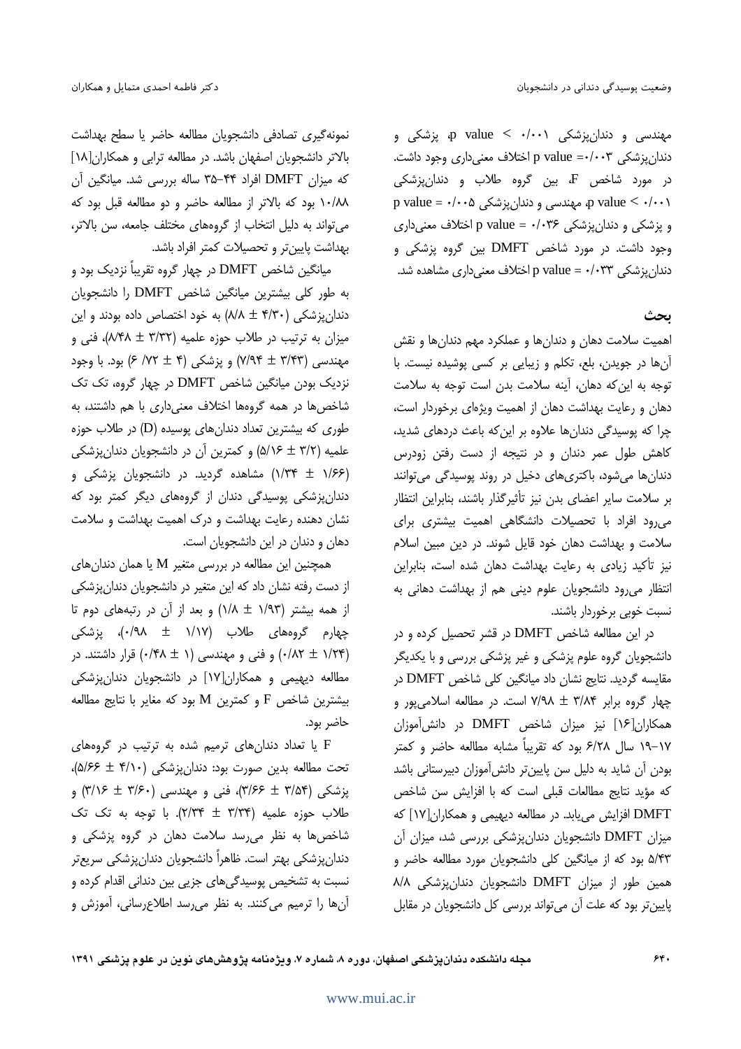مهندسی و دندان‌پزشکی ۰/۰۰۱ > p value، پزشکی و دندان‌پزشکی p value =۰/۰۰۳ اختلاف معنی‌داری وجود داشت. در مورد شاخص F، بین گروه طلاب و دندان‌پزشکی ۰/۰۰۱ > p value، مهندسی و دندان‌پزشکی p value = ۰/۰۰۵ و پزشکی و دندان‌پزشکی p value = ۰/۰۳۶ اختلاف معنی‌داری وجود داشت. در مورد شاخص DMFT بین گروه پزشکی و دندان‌پزشکی p value = ۰/۰۳۳ اختلاف معنی‌داری مشاهده شد.

## بحث

اهمیت سلامت دهان و دندان‌ها و عملکرد مهم دندان‌ها و نقش آن‌ها در جویدن، بلع، تکلم و زیبایی بر کسی پوشیده نیست. با توجه به این‌که دهان، آینه سلامت بدن است توجه به سلامت دهان و رعایت بهداشت دهان از اهمیت ویژه‌ای برخوردار است، چرا که پوسیدگی دندان‌ها علاوه بر این‌که باعث دردهای شدید، کاهش طول عمر دندان و در نتیجه از دست رفتن زودرس دندان‌ها می‌شود، باکتری‌های دخیل در روند پوسیدگی می‌توانند بر سلامت سایر اعضای بدن نیز تأثیرگذار باشند، بنابراین انتظار می‌رود افراد با تحصیلات دانشگاهی اهمیت بیشتری برای سلامت و بهداشت دهان خود قایل شوند. در دین مبین اسلام نیز تأکید زیادی به رعایت بهداشت دهان شده است، بنابراین انتظار می‌رود دانشجویان علوم دینی هم از بهداشت دهانی به نسبت خوبی برخوردار باشند.

در این مطالعه شاخص DMFT در قشر تحصیل کرده و در دانشجویان گروه علوم پزشکی و غیر پزشکی بررسی و با یکدیگر مقایسه گردید. نتایج نشان داد میانگین کلی شاخص DMFT در چهار گروه برابر ۳/۸۴ ± ۷/۹۸ است. در مطالعه اسلامی‌پور و همکاران[۱۶] نیز میزان شاخص DMFT در دانش‌آموزان ۱۹-۱۷ سال ۶/۲۸ بود که تقریباً مشابه مطالعه حاضر و کمتر بودن آن شاید به دلیل سن پایین‌تر دانش‌آموزان دبیرستانی باشد که مؤید نتایج مطالعات قبلی است که با افزایش سن شاخص DMFT افزایش می‌یابد. در مطالعه دیهیمی و همکاران[۱۷] که میزان DMFT دانشجویان دندان‌پزشکی بررسی شد، میزان آن ۵/۴۳ بود که از میانگین کلی دانشجویان مورد مطالعه حاضر و همین طور از میزان DMFT دانشجویان دندان‌پزشکی ۸/۸ پایین‌تر بود که علت آن می‌تواند بررسی کل دانشجویان در مقابل نمونه‌گیری تصادفی دانشجویان مطالعه حاضر یا سطح بهداشت بالاتر دانشجویان اصفهان باشد. در مطالعه ترابی و همکاران[۱۸] که میزان DMFT افراد ۴۴-۳۵ ساله بررسی شد. میانگین آن ۱۰/۸۸ بود که بالاتر از مطالعه حاضر و دو مطالعه قبل بود که می‌تواند به دلیل انتخاب از گروه‌های مختلف جامعه، سن بالاتر، بهداشت پایین‌تر و تحصیلات کمتر افراد باشد.

میانگین شاخص DMFT در چهار گروه تقریباً نزدیک بود و به طور کلی بیشترین میانگین شاخص DMFT را دانشجویان دندان‌پزشکی (۴/۳۰ ± ۸/۸) به خود اختصاص داده بودند و این میزان به ترتیب در طلاب حوزه علمیه (۳/۳۲ ± ۸/۴۸)، فنی و مهندسی (۳/۴۳ ± ۷/۹۴) و پزشکی (۴ ± ۶/ ۷۲) بود. با وجود نزدیک بودن میانگین شاخص DMFT در چهار گروه، تک تک شاخص‌ها در همه گروه‌ها اختلاف معنی‌داری با هم داشتند، به طوری که بیشترین تعداد دندان‌های پوسیده (D) در طلاب حوزه علمیه (۳/۲ ± ۵/۱۶) و کمترین آن در دانشجویان دندان‌پزشکی (۱/۶۶ ± ۱/۳۴) مشاهده گردید. در دانشجویان پزشکی و دندان‌پزشکی پوسیدگی دندان از گروه‌های دیگر کمتر بود که نشان دهنده رعایت بهداشت و درک اهمیت بهداشت و سلامت دهان و دندان در این دانشجویان است.

همچنین این مطالعه در بررسی متغیر M یا همان دندان‌های از دست رفته نشان داد که این متغیر در دانشجویان دندان‌پزشکی از همه بیشتر (۱/۹۳ ± ۱/۸) و بعد از آن در رتبه‌های دوم تا چهارم گروه‌های طلاب (۱/۱۷ ± ۰/۹۸)، پزشکی (۱/۲۴ ± ۰/۸۲) و فنی و مهندسی (۱ ± ۰/۴۸) قرار داشتند. در مطالعه دیهیمی و همکاران[۱۷] در دانشجویان دندان‌پزشکی بیشترین شاخص F و کمترین M بود که مغایر با نتایج مطالعه حاضر بود.

F یا تعداد دندان‌های ترمیم شده به ترتیب در گروه‌های تحت مطالعه بدین صورت بود: دندان‌پزشکی (۴/۱۰ ± ۵/۶۶)، پزشکی (۳/۵۴ ± ۳/۶۶)، فنی و مهندسی (۳/۶۰ ± ۳/۱۶) و طلاب حوزه علمیه (۳/۳۴ ± ۲/۳۴). با توجه به تک تک شاخص‌ها به نظر می‌رسد سلامت دهان در گروه پزشکی و دندان‌پزشکی بهتر است. ظاهراً دانشجویان دندان‌پزشکی سریع‌تر نسبت به تشخیص پوسیدگی‌های جزیی بین دندانی اقدام کرده و آن‌ها را ترمیم می‌کنند. به نظر می‌رسد اطلاع‌رسانی، آموزش و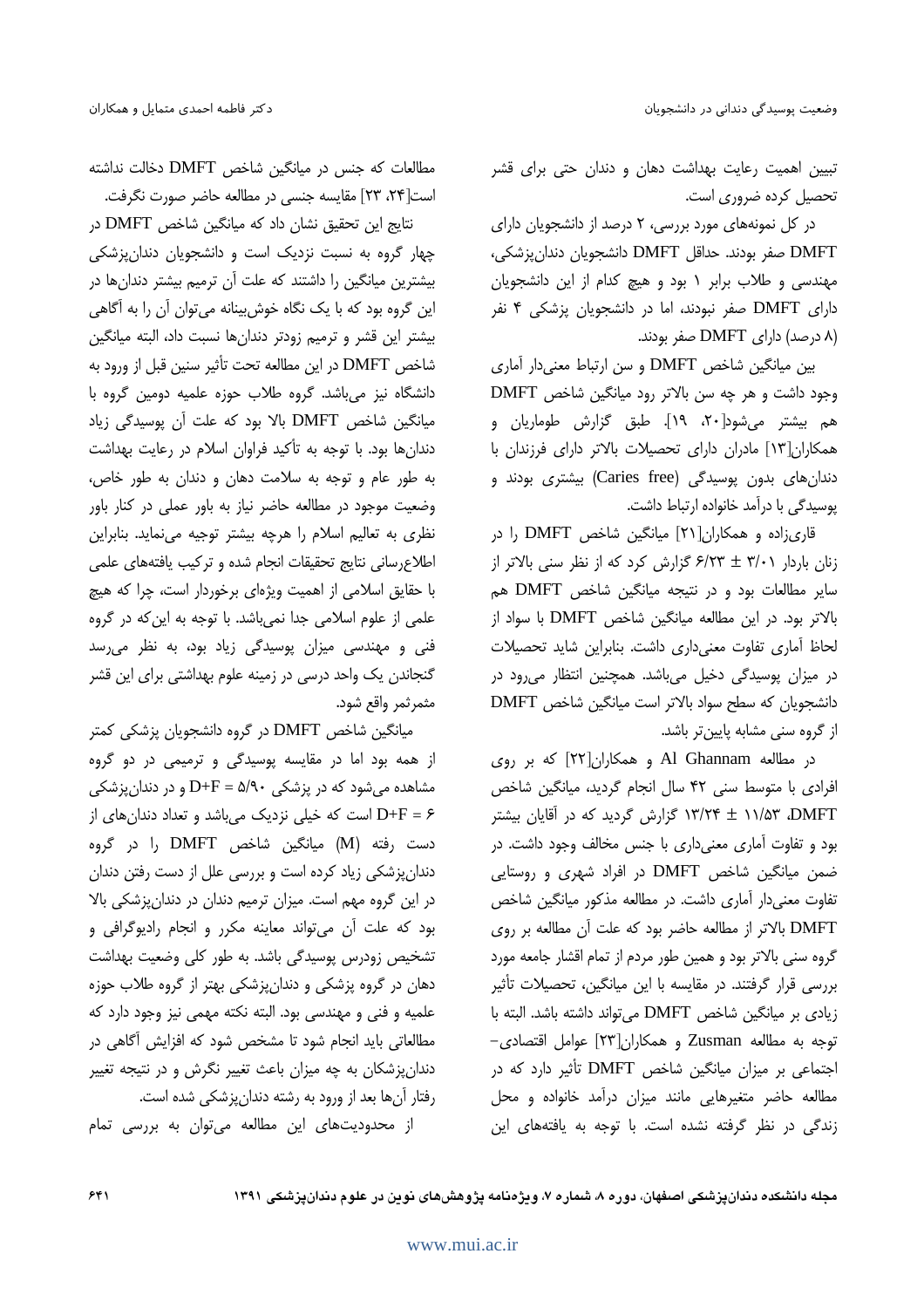تبیین اهمیت رعایت بهداشت دهان و دندان حتی برای قشر تحصیل کرده ضروری است.

در کل نمونه‌های مورد بررسی، ۲ درصد از دانشجویان دارای DMFT صفر بودند. حداقل DMFT دانشجویان دندان‌پزشکی، مهندسی و طلاب برابر ۱ بود و هیچ کدام از این دانشجویان دارای DMFT صفر نبودند، اما در دانشجویان پزشکی ۴ نفر (۸ درصد) دارای DMFT صفر بودند.

بین میانگین شاخص DMFT و سن ارتباط معنی‌دار آماری وجود داشت و هر چه سن بالاتر رود میانگین شاخص DMFT هم بیشتر می‌شود[۲۰، ۱۹]. طبق گزارش طوماریان و همکاران[۱۳] مادران دارای تحصیلات بالاتر دارای فرزندان با دندان‌های بدون پوسیدگی (Caries free) بیشتری بودند و پوسیدگی با درآمد خانواده ارتباط داشت.

قاری‌زاده و همکاران[۲۱] میانگین شاخص DMFT را در زنان باردار ۳/۰۱ ± ۶/۲۳ گزارش کرد که از نظر سنی بالاتر از سایر مطالعات بود و در نتیجه میانگین شاخص DMFT هم بالاتر بود. در این مطالعه میانگین شاخص DMFT با سواد از لحاظ آماری تفاوت معنی‌داری داشت. بنابراین شاید تحصیلات در میزان پوسیدگی دخیل می‌باشد. همچنین انتظار می‌رود در دانشجویان که سطح سواد بالاتر است میانگین شاخص DMFT از گروه سنی مشابه پایین‌تر باشد.

در مطالعه Al Ghannam و همکاران[۲۲] که بر روی افرادی با متوسط سنی ۴۲ سال انجام گردید، میانگین شاخص DMFT، ۱۱/۵۳ ± ۱۳/۲۴ گزارش گردید که در آقایان بیشتر بود و تفاوت آماری معنی‌داری با جنس مخالف وجود داشت. در ضمن میانگین شاخص DMFT در افراد شهری و روستایی تفاوت معنی‌دار آماری داشت. در مطالعه مذکور میانگین شاخص DMFT بالاتر از مطالعه حاضر بود که علت آن مطالعه بر روی گروه سنی بالاتر بود و همین طور مردم از تمام اقشار جامعه مورد بررسی قرار گرفتند. در مقایسه با این میانگین، تحصیلات تأثیر زیادی بر میانگین شاخص DMFT می‌تواند داشته باشد. البته با توجه به مطالعه Zusman و همکاران[۲۳] عوامل اقتصادی-اجتماعی بر میزان میانگین شاخص DMFT تأثیر دارد که در مطالعه حاضر متغیرهایی مانند میزان درآمد خانواده و محل زندگی در نظر گرفته نشده است. با توجه به یافته‌های این مطالعات که جنس در میانگین شاخص DMFT دخالت نداشته است[۲۴، ۲۳] مقایسه جنسی در مطالعه حاضر صورت نگرفت.

نتایج این تحقیق نشان داد که میانگین شاخص DMFT در چهار گروه به نسبت نزدیک است و دانشجویان دندان‌پزشکی بیشترین میانگین را داشتند که علت آن ترمیم بیشتر دندان‌ها در این گروه بود که با یک نگاه خوش‌بینانه می‌توان آن را به آگاهی بیشتر این قشر و ترمیم زودتر دندان‌ها نسبت داد، البته میانگین شاخص DMFT در این مطالعه تحت تأثیر سنین قبل از ورود به دانشگاه نیز می‌باشد. گروه طلاب حوزه علمیه دومین گروه با میانگین شاخص DMFT بالا بود که علت آن پوسیدگی زیاد دندان‌ها بود. با توجه به تأکید فراوان اسلام در رعایت بهداشت به طور عام و توجه به سلامت دهان و دندان به طور خاص، وضعیت موجود در مطالعه حاضر نیاز به باور عملی در کنار باور نظری به تعالیم اسلام را هرچه بیشتر توجیه می‌نماید. بنابراین اطلاع‌رسانی نتایج تحقیقات انجام شده و ترکیب یافته‌های علمی با حقایق اسلامی از اهمیت ویژه‌ای برخوردار است، چرا که هیچ علمی از علوم اسلامی جدا نمی‌باشد. با توجه به این‌که در گروه فنی و مهندسی میزان پوسیدگی زیاد بود، به نظر می‌رسد گنجاندن یک واحد درسی در زمینه علوم بهداشتی برای این قشر مثمرثمر واقع شود.

میانگین شاخص DMFT در گروه دانشجویان پزشکی کمتر از همه بود اما در مقایسه پوسیدگی و ترمیمی در دو گروه مشاهده می‌شود که در پزشکی D+F = ۵/۹۰ و در دندان‌پزشکی D+F = ۶ است که خیلی نزدیک می‌باشد و تعداد دندان‌های از دست رفته (M) میانگین شاخص DMFT را در گروه دندان‌پزشکی زیاد کرده است و بررسی علل از دست رفتن دندان در این گروه مهم است. میزان ترمیم دندان در دندان‌پزشکی بالا بود که علت آن می‌تواند معاینه مکرر و انجام رادیوگرافی و تشخیص زودرس پوسیدگی باشد. به طور کلی وضعیت بهداشت دهان در گروه پزشکی و دندان‌پزشکی بهتر از گروه طلاب حوزه علمیه و فنی و مهندسی بود. البته نکته مهمی نیز وجود دارد که مطالعاتی باید انجام شود تا مشخص شود که افزایش آگاهی در دندان‌پزشکان به چه میزان باعث تغییر نگرش و در نتیجه تغییر رفتار آن‌ها بعد از ورود به رشته دندان‌پزشکی شده است.

از محدودیت‌های این مطالعه می‌توان به بررسی تمام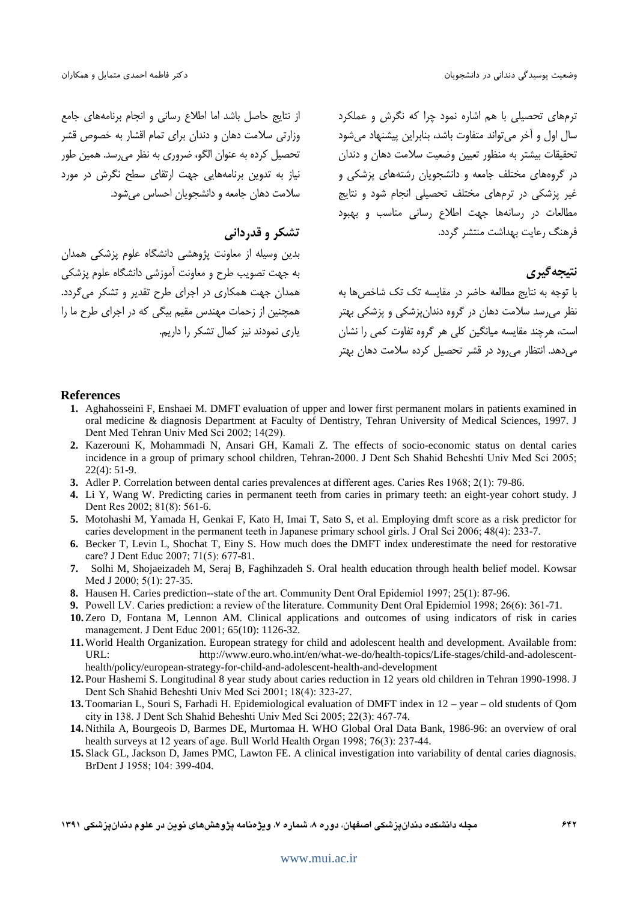ترم‌های تحصیلی با هم اشاره نمود چرا که نگرش و عملکرد سال اول و آخر می‌تواند متفاوت باشد، بنابراین پیشنهاد می‌شود تحقیقات بیشتر به منظور تعیین وضعیت سلامت دهان و دندان در گروه‌های مختلف جامعه و دانشجویان رشته‌های پزشکی و غیر پزشکی در ترم‌های مختلف تحصیلی انجام شود و نتایج مطالعات در رسانه‌ها جهت اطلاع رسانی مناسب و بهبود فرهنگ رعایت بهداشت منتشر گردد.

## نتیجه‌گیری

با توجه به نتایج مطالعه حاضر در مقایسه تک تک شاخص‌ها به نظر می‌رسد سلامت دهان در گروه دندان‌پزشکی و پزشکی بهتر است، هرچند مقایسه میانگین کلی هر گروه تفاوت کمی را نشان می‌دهد. انتظار می‌رود در قشر تحصیل کرده سلامت دهان بهتر از نتایج حاصل باشد اما اطلاع رسانی و انجام برنامه‌های جامع وزارتی سلامت دهان و دندان برای تمام اقشار به خصوص قشر تحصیل کرده به عنوان الگو، ضروری به نظر می‌رسد. همین طور نیاز به تدوین برنامه‌هایی جهت ارتقای سطح نگرش در مورد سلامت دهان جامعه و دانشجویان احساس می‌شود.

## تشکر و قدردانی

بدین وسیله از معاونت پژوهشی دانشگاه علوم پزشکی همدان به جهت تصویب طرح و معاونت آموزشی دانشگاه علوم پزشکی همدان جهت همکاری در اجرای طرح تقدیر و تشکر می‌گردد. همچنین از زحمات مهندس مقیم بیگی که در اجرای طرح ما را یاری نمودند نیز کمال تشکر را داریم.

## References

1. Aghahosseini F, Enshaei M. DMFT evaluation of upper and lower first permanent molars in patients examined in oral medicine & diagnosis Department at Faculty of Dentistry, Tehran University of Medical Sciences, 1997. J Dent Med Tehran Univ Med Sci 2002; 14(29).
2. Kazerouni K, Mohammadi N, Ansari GH, Kamali Z. The effects of socio-economic status on dental caries incidence in a group of primary school children, Tehran-2000. J Dent Sch Shahid Beheshti Univ Med Sci 2005; 22(4): 51-9.
3. Adler P. Correlation between dental caries prevalences at different ages. Caries Res 1968; 2(1): 79-86.
4. Li Y, Wang W. Predicting caries in permanent teeth from caries in primary teeth: an eight-year cohort study. J Dent Res 2002; 81(8): 561-6.
5. Motohashi M, Yamada H, Genkai F, Kato H, Imai T, Sato S, et al. Employing dmft score as a risk predictor for caries development in the permanent teeth in Japanese primary school girls. J Oral Sci 2006; 48(4): 233-7.
6. Becker T, Levin L, Shochat T, Einy S. How much does the DMFT index underestimate the need for restorative care? J Dent Educ 2007; 71(5): 677-81.
7. Solhi M, Shojaeizadeh M, Seraj B, Faghihzadeh S. Oral health education through health belief model. Kowsar Med J 2000; 5(1): 27-35.
8. Hausen H. Caries prediction--state of the art. Community Dent Oral Epidemiol 1997; 25(1): 87-96.
9. Powell LV. Caries prediction: a review of the literature. Community Dent Oral Epidemiol 1998; 26(6): 361-71.
10. Zero D, Fontana M, Lennon AM. Clinical applications and outcomes of using indicators of risk in caries management. J Dent Educ 2001; 65(10): 1126-32.
11. World Health Organization. European strategy for child and adolescent health and development. Available from: URL: http://www.euro.who.int/en/what-we-do/health-topics/Life-stages/child-and-adolescent-health/policy/european-strategy-for-child-and-adolescent-health-and-development
12. Pour Hashemi S. Longitudinal 8 year study about caries reduction in 12 years old children in Tehran 1990-1998. J Dent Sch Shahid Beheshti Univ Med Sci 2001; 18(4): 323-27.
13. Toomarian L, Souri S, Farhadi H. Epidemiological evaluation of DMFT index in 12 – year – old students of Qom city in 138. J Dent Sch Shahid Beheshti Univ Med Sci 2005; 22(3): 467-74.
14. Nithila A, Bourgeois D, Barmes DE, Murtomaa H. WHO Global Oral Data Bank, 1986-96: an overview of oral health surveys at 12 years of age. Bull World Health Organ 1998; 76(3): 237-44.
15. Slack GL, Jackson D, James PMC, Lawton FE. A clinical investigation into variability of dental caries diagnosis. BrDent J 1958; 104: 399-404.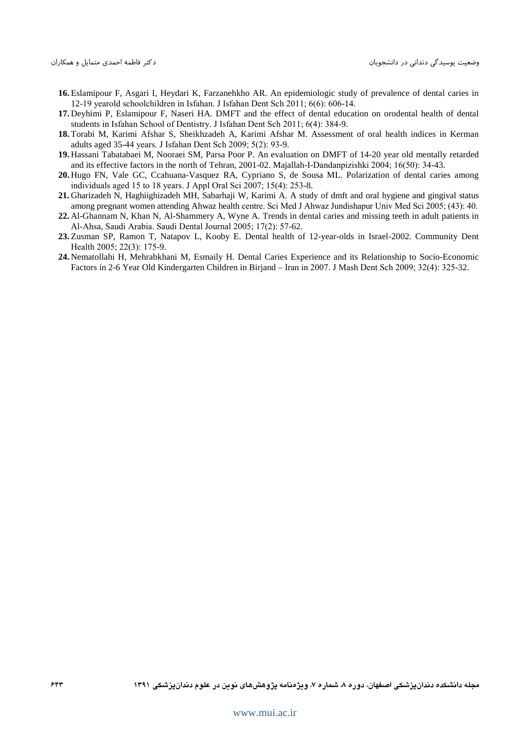16. Eslamipour F, Asgari I, Heydari K, Farzanehkho AR. An epidemiologic study of prevalence of dental caries in 12-19 yearold schoolchildren in Isfahan. J Isfahan Dent Sch 2011; 6(6): 606-14.
17. Deyhimi P, Eslamipour F, Naseri HA. DMFT and the effect of dental education on orodental health of dental students in Isfahan School of Dentistry. J Isfahan Dent Sch 2011; 6(4): 384-9.
18. Torabi M, Karimi Afshar S, Sheikhzadeh A, Karimi Afshar M. Assessment of oral health indices in Kerman adults aged 35-44 years. J Isfahan Dent Sch 2009; 5(2): 93-9.
19. Hassani Tabatabaei M, Nooraei SM, Parsa Poor P. An evaluation on DMFT of 14-20 year old mentally retarded and its effective factors in the north of Tehran, 2001-02. Majallah-I-Dandanpizishki 2004; 16(50): 34-43.
20. Hugo FN, Vale GC, Ccahuana-Vasquez RA, Cypriano S, de Sousa ML. Polarization of dental caries among individuals aged 15 to 18 years. J Appl Oral Sci 2007; 15(4): 253-8.
21. Gharizadeh N, Haghiighizadeh MH, Sabarhaji W, Karimi A. A study of dmft and oral hygiene and gingival status among pregnant women attending Ahwaz health centre. Sci Med J Ahwaz Jundishapur Univ Med Sci 2005; (43): 40.
22. Al-Ghannam N, Khan N, Al-Shammery A, Wyne A. Trends in dental caries and missing teeth in adult patients in Al-Ahsa, Saudi Arabia. Saudi Dental Journal 2005; 17(2): 57-62.
23. Zusman SP, Ramon T, Natapov L, Kooby E. Dental health of 12-year-olds in Israel-2002. Community Dent Health 2005; 22(3): 175-9.
24. Nematollahi H, Mehrabkhani M, Esmaily H. Dental Caries Experience and its Relationship to Socio-Economic Factors in 2-6 Year Old Kindergarten Children in Birjand – Iran in 2007. J Mash Dent Sch 2009; 32(4): 325-32.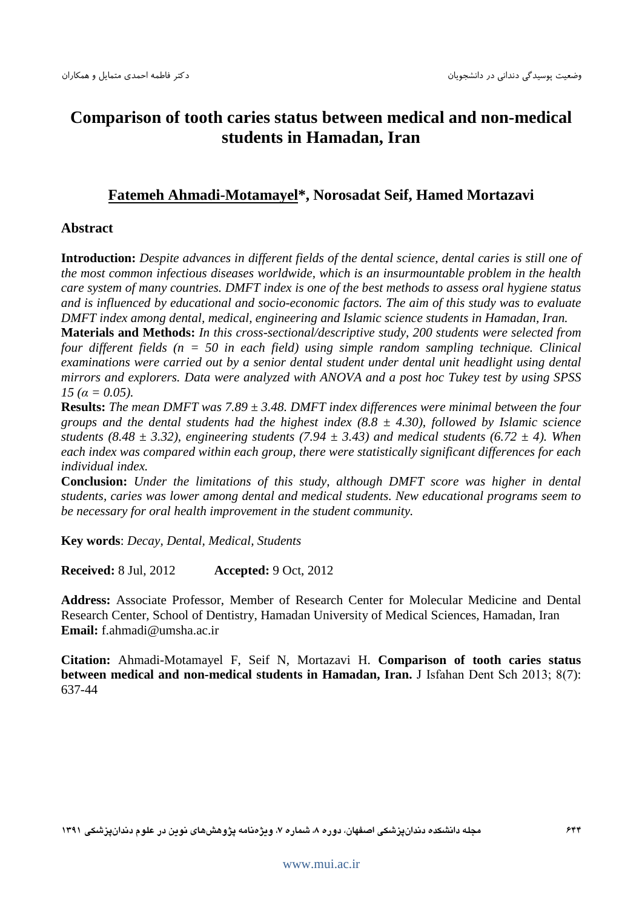# Comparison of tooth caries status between medical and non-medical students in Hamadan, Iran

## Fatemeh Ahmadi-Motamayel*, Norosadat Seif, Hamed Mortazavi

### Abstract

**Introduction:** *Despite advances in different fields of the dental science, dental caries is still one of the most common infectious diseases worldwide, which is an insurmountable problem in the health care system of many countries. DMFT index is one of the best methods to assess oral hygiene status and is influenced by educational and socio-economic factors. The aim of this study was to evaluate DMFT index among dental, medical, engineering and Islamic science students in Hamadan, Iran.*

**Materials and Methods:** *In this cross-sectional/descriptive study, 200 students were selected from four different fields (n = 50 in each field) using simple random sampling technique. Clinical examinations were carried out by a senior dental student under dental unit headlight using dental mirrors and explorers. Data were analyzed with ANOVA and a post hoc Tukey test by using SPSS 15 ($\alpha = 0.05$).*

**Results:** *The mean DMFT was 7.89 ± 3.48. DMFT index differences were minimal between the four groups and the dental students had the highest index (8.8 ± 4.30), followed by Islamic science students (8.48 ± 3.32), engineering students (7.94 ± 3.43) and medical students (6.72 ± 4). When each index was compared within each group, there were statistically significant differences for each individual index.*

**Conclusion:** *Under the limitations of this study, although DMFT score was higher in dental students, caries was lower among dental and medical students. New educational programs seem to be necessary for oral health improvement in the student community.*

**Key words**: *Decay, Dental, Medical, Students*

**Received:** 8 Jul, 2012 **Accepted:** 9 Oct, 2012

**Address:** Associate Professor, Member of Research Center for Molecular Medicine and Dental Research Center, School of Dentistry, Hamadan University of Medical Sciences, Hamadan, Iran
**Email:** f.ahmadi@umsha.ac.ir

**Citation:** Ahmadi-Motamayel F, Seif N, Mortazavi H. **Comparison of tooth caries status between medical and non-medical students in Hamadan, Iran.** J Isfahan Dent Sch 2013; 8(7): 637-44